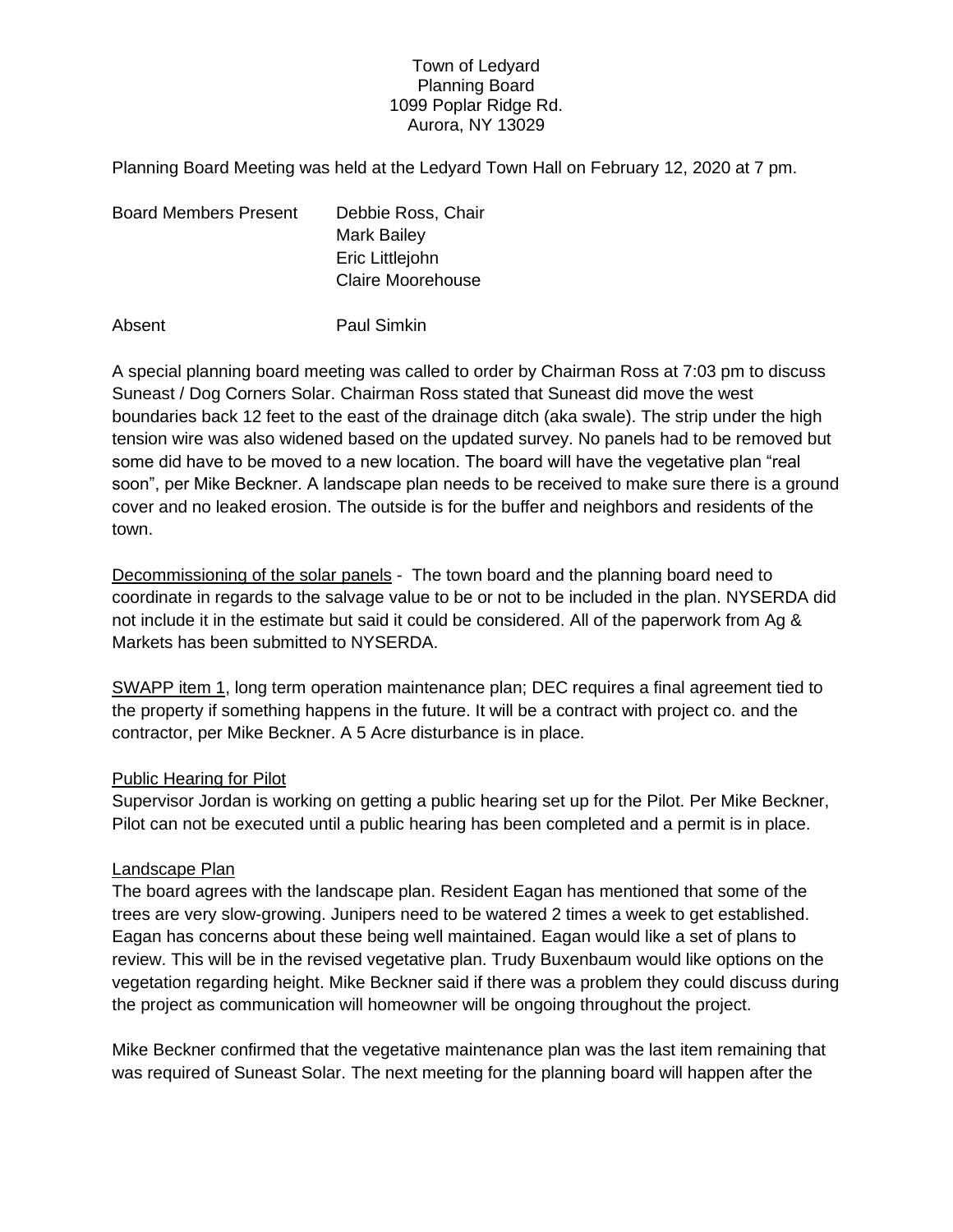Town of Ledyard
Planning Board
1099 Poplar Ridge Rd.
Aurora, NY 13029

Planning Board Meeting was held at the Ledyard Town Hall on February 12, 2020 at 7 pm.

| Board Members Present | Debbie Ross, Chair |
|---|---|
| | Mark Bailey |
| | Eric Littlejohn |
| | Claire Moorehouse |
| Absent | Paul Simkin |

A special planning board meeting was called to order by Chairman Ross at 7:03 pm to discuss Suneast / Dog Corners Solar. Chairman Ross stated that Suneast did move the west boundaries back 12 feet to the east of the drainage ditch (aka swale). The strip under the high tension wire was also widened based on the updated survey. No panels had to be removed but some did have to be moved to a new location. The board will have the vegetative plan "real soon", per Mike Beckner. A landscape plan needs to be received to make sure there is a ground cover and no leaked erosion. The outside is for the buffer and neighbors and residents of the town.

<u>Decommissioning of the solar panels</u> - The town board and the planning board need to coordinate in regards to the salvage value to be or not to be included in the plan. NYSERDA did not include it in the estimate but said it could be considered. All of the paperwork from Ag & Markets has been submitted to NYSERDA.

<u>SWAPP item 1</u>, long term operation maintenance plan; DEC requires a final agreement tied to the property if something happens in the future. It will be a contract with project co. and the contractor, per Mike Beckner. A 5 Acre disturbance is in place.

<u>Public Hearing for Pilot</u>

Supervisor Jordan is working on getting a public hearing set up for the Pilot. Per Mike Beckner, Pilot can not be executed until a public hearing has been completed and a permit is in place.

<u>Landscape Plan</u>

The board agrees with the landscape plan. Resident Eagan has mentioned that some of the trees are very slow-growing. Junipers need to be watered 2 times a week to get established. Eagan has concerns about these being well maintained. Eagan would like a set of plans to review. This will be in the revised vegetative plan. Trudy Buxenbaum would like options on the vegetation regarding height. Mike Beckner said if there was a problem they could discuss during the project as communication will homeowner will be ongoing throughout the project.

Mike Beckner confirmed that the vegetative maintenance plan was the last item remaining that was required of Suneast Solar. The next meeting for the planning board will happen after the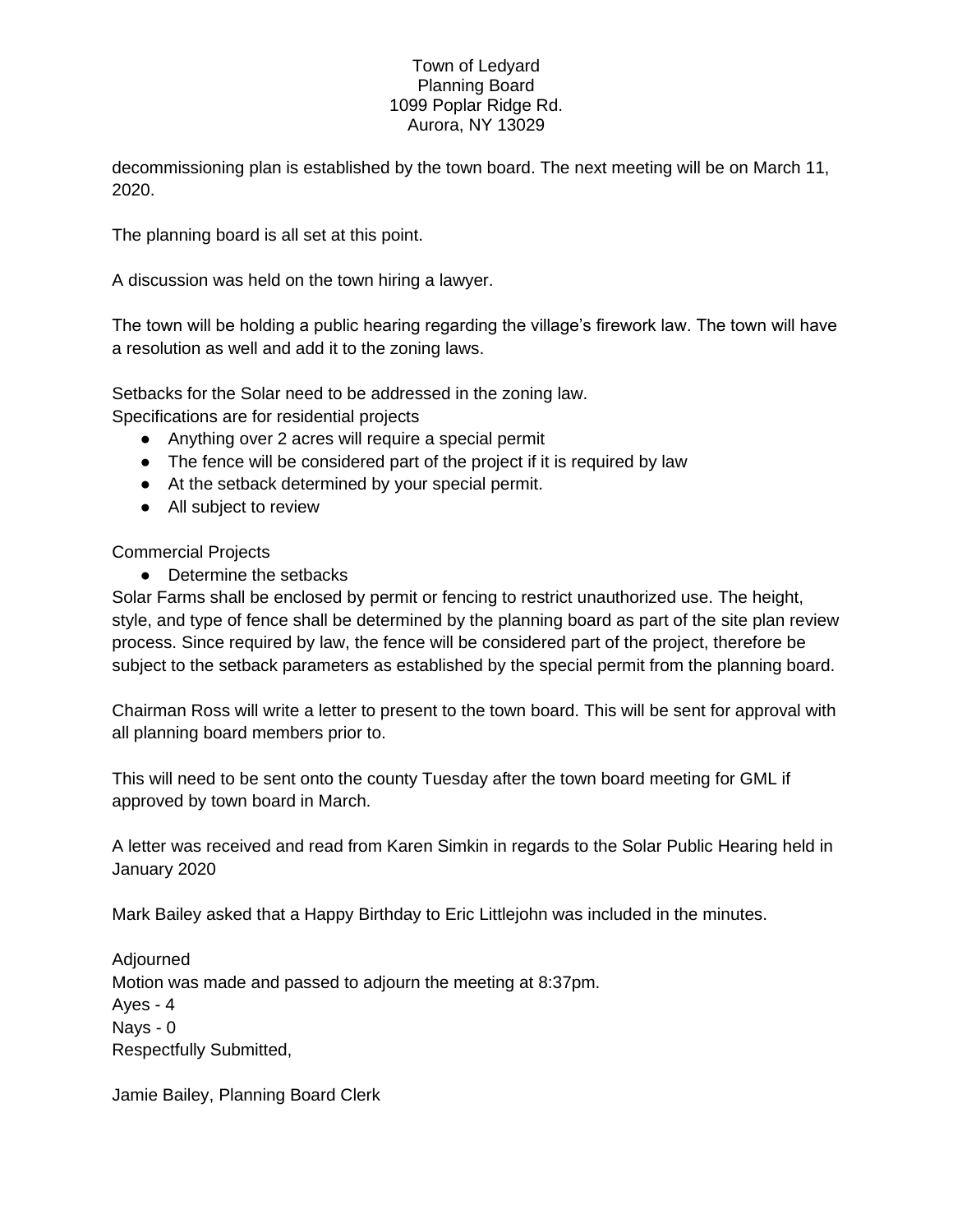decommissioning plan is established by the town board. The next meeting will be on March 11, 2020.

The planning board is all set at this point.

A discussion was held on the town hiring a lawyer.

The town will be holding a public hearing regarding the village's firework law. The town will have a resolution as well and add it to the zoning laws.

Setbacks for the Solar need to be addressed in the zoning law.
Specifications are for residential projects

- Anything over 2 acres will require a special permit
- The fence will be considered part of the project if it is required by law
- At the setback determined by your special permit.
- All subject to review

Commercial Projects

- Determine the setbacks

Solar Farms shall be enclosed by permit or fencing to restrict unauthorized use. The height, style, and type of fence shall be determined by the planning board as part of the site plan review process. Since required by law, the fence will be considered part of the project, therefore be subject to the setback parameters as established by the special permit from the planning board.

Chairman Ross will write a letter to present to the town board. This will be sent for approval with all planning board members prior to.

This will need to be sent onto the county Tuesday after the town board meeting for GML if approved by town board in March.

A letter was received and read from Karen Simkin in regards to the Solar Public Hearing held in January 2020

Mark Bailey asked that a Happy Birthday to Eric Littlejohn was included in the minutes.

Adjourned
Motion was made and passed to adjourn the meeting at 8:37pm.
Ayes - 4
Nays - 0
Respectfully Submitted,

Jamie Bailey, Planning Board Clerk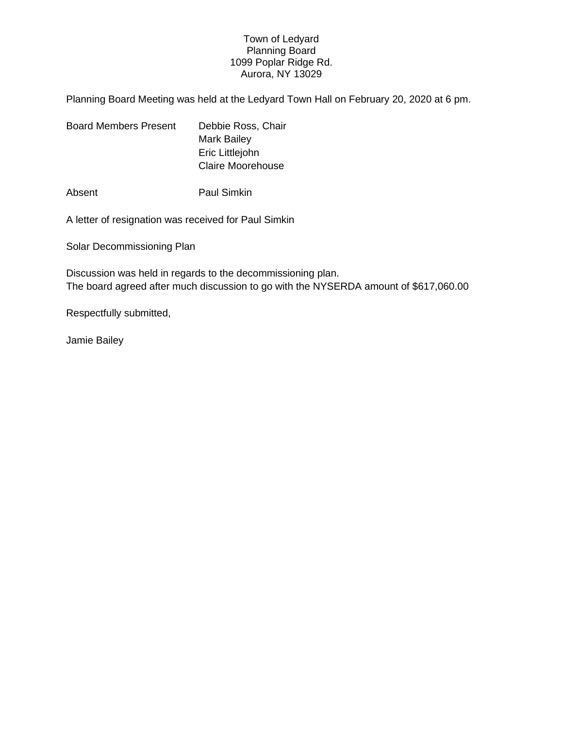Town of Ledyard
Planning Board
1099 Poplar Ridge Rd.
Aurora, NY 13029

Planning Board Meeting was held at the Ledyard Town Hall on February 20, 2020 at 6 pm.

| | |
|---|---|
| Board Members Present | Debbie Ross, Chair |
| | Mark Bailey |
| | Eric Littlejohn |
| | Claire Moorehouse |
| Absent | Paul Simkin |

A letter of resignation was received for Paul Simkin

Solar Decommissioning Plan

Discussion was held in regards to the decommissioning plan.
The board agreed after much discussion to go with the NYSERDA amount of $617,060.00

Respectfully submitted,

Jamie Bailey